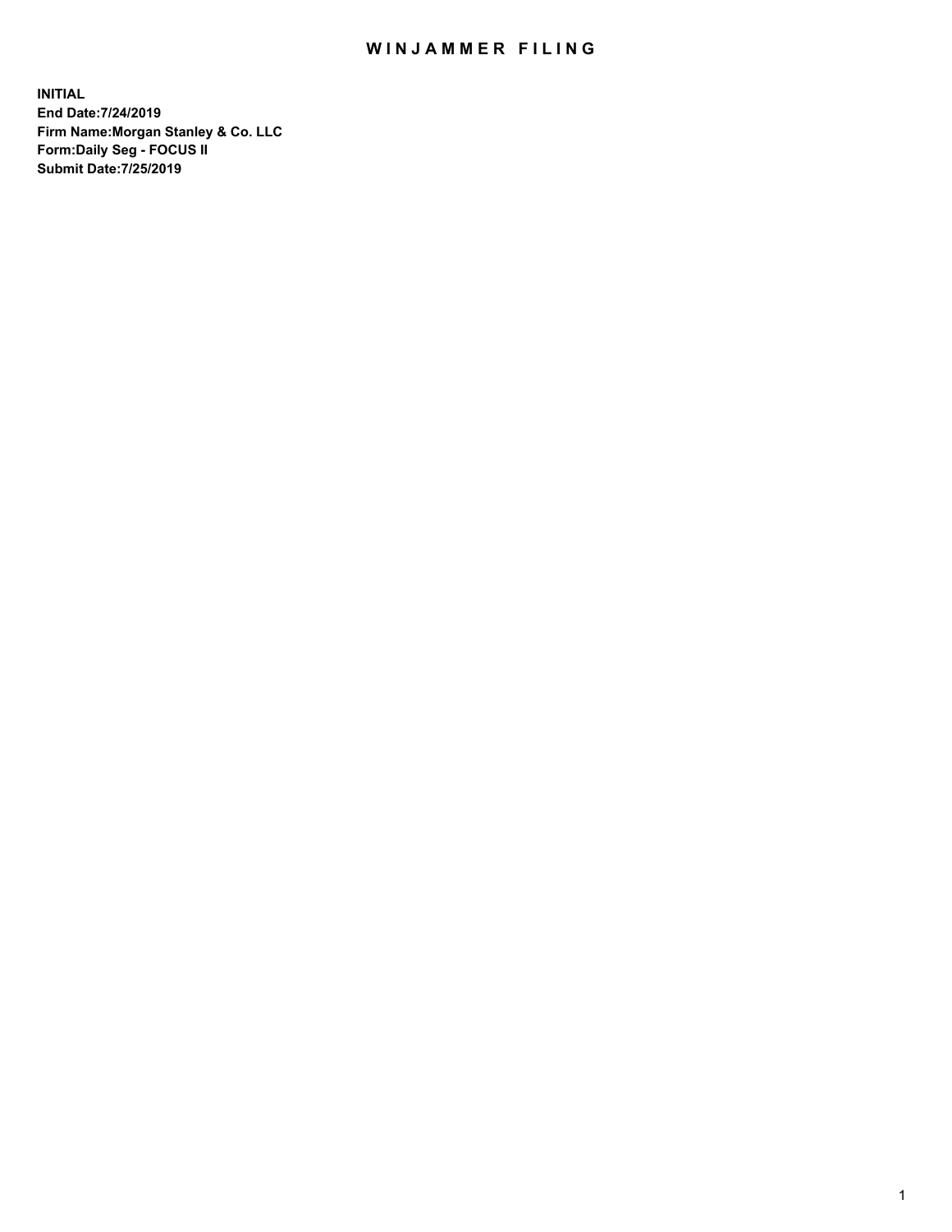# WINJAMMER FILING

**INITIAL**
**End Date:7/24/2019**
**Firm Name:Morgan Stanley & Co. LLC**
**Form:Daily Seg - FOCUS II**
**Submit Date:7/25/2019**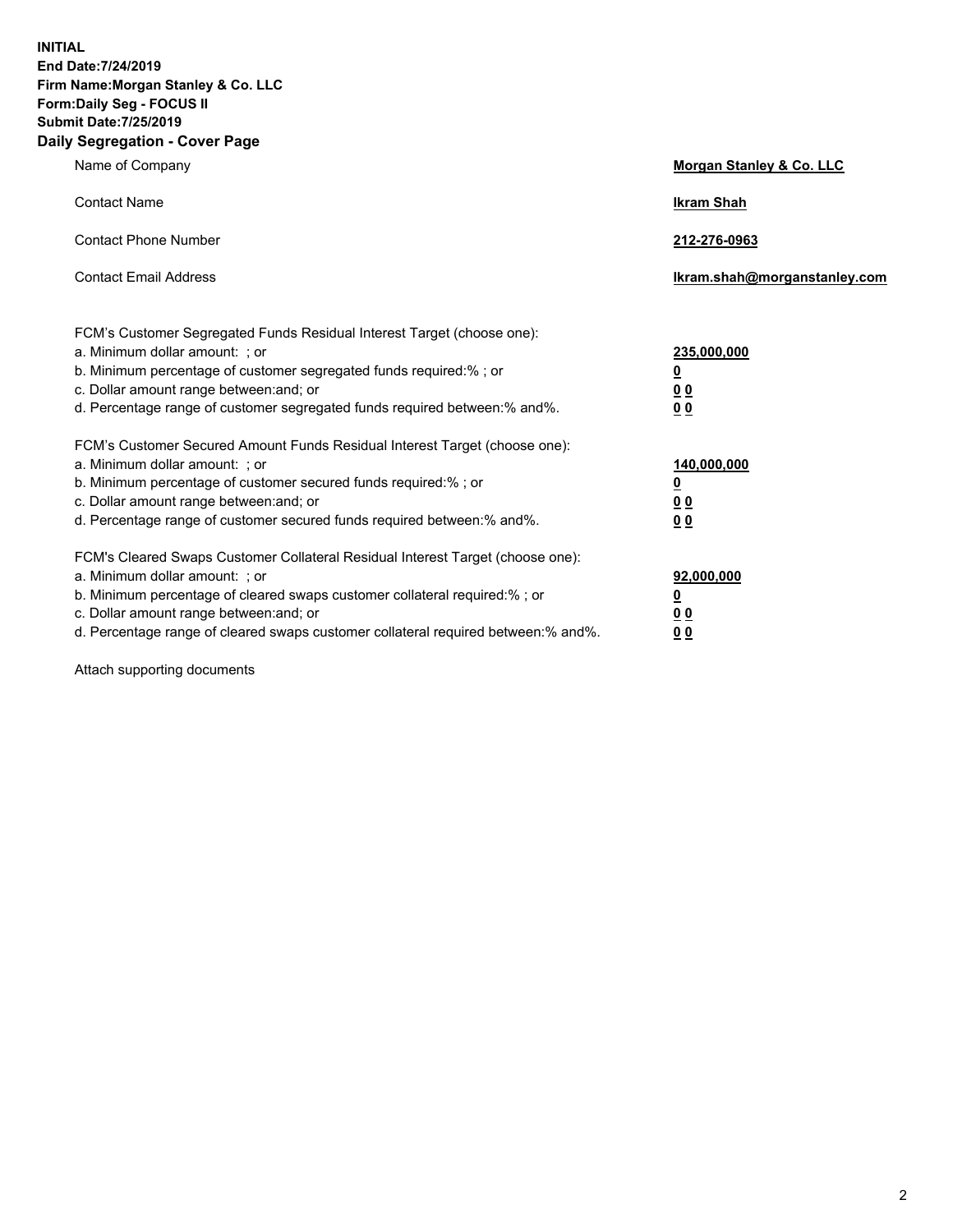**INITIAL**
**End Date:7/24/2019**
**Firm Name:Morgan Stanley & Co. LLC**
**Form:Daily Seg - FOCUS II**
**Submit Date:7/25/2019**
**Daily Segregation - Cover Page**

| | |
|---|---|
| Name of Company | **Morgan Stanley & Co. LLC** |
| Contact Name | **Ikram Shah** |
| Contact Phone Number | **212-276-0963** |
| Contact Email Address | **Ikram.shah@morganstanley.com** |

FCM's Customer Segregated Funds Residual Interest Target (choose one):

| | |
|---|---|
| a. Minimum dollar amount: ; or | **235,000,000** |
| b. Minimum percentage of customer segregated funds required:% ; or | **0** |
| c. Dollar amount range between:and; or | **0 0** |
| d. Percentage range of customer segregated funds required between:% and%. | **0 0** |

FCM's Customer Secured Amount Funds Residual Interest Target (choose one):

| | |
|---|---|
| a. Minimum dollar amount: ; or | **140,000,000** |
| b. Minimum percentage of customer secured funds required:% ; or | **0** |
| c. Dollar amount range between:and; or | **0 0** |
| d. Percentage range of customer secured funds required between:% and%. | **0 0** |

FCM's Cleared Swaps Customer Collateral Residual Interest Target (choose one):

| | |
|---|---|
| a. Minimum dollar amount: ; or | **92,000,000** |
| b. Minimum percentage of cleared swaps customer collateral required:% ; or | **0** |
| c. Dollar amount range between:and; or | **0 0** |
| d. Percentage range of cleared swaps customer collateral required between:% and%. | **0 0** |

Attach supporting documents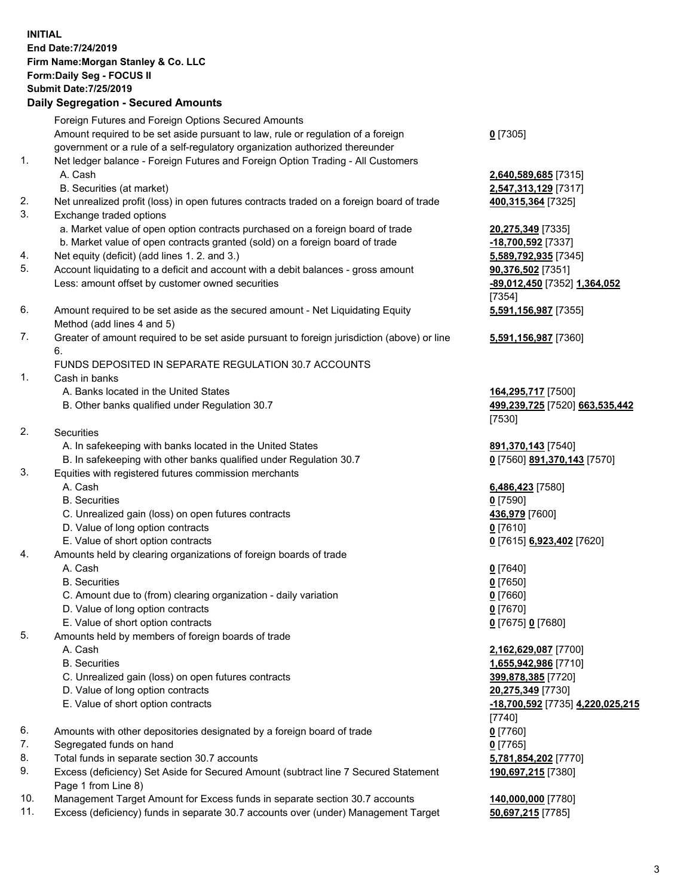**INITIAL**
**End Date:7/24/2019**
**Firm Name:Morgan Stanley & Co. LLC**
**Form:Daily Seg - FOCUS II**
**Submit Date:7/25/2019**

**Daily Segregation - Secured Amounts**

| | | |
|---|---|---|
| | Foreign Futures and Foreign Options Secured Amounts | |
| | Amount required to be set aside pursuant to law, rule or regulation of a foreign government or a rule of a self-regulatory organization authorized thereunder | **0** [7305] |
| 1. | Net ledger balance - Foreign Futures and Foreign Option Trading - All Customers | |
| | A. Cash | **2,640,589,685** [7315] |
| | B. Securities (at market) | **2,547,313,129** [7317] |
| 2. | Net unrealized profit (loss) in open futures contracts traded on a foreign board of trade | **400,315,364** [7325] |
| 3. | Exchange traded options | |
| | a. Market value of open option contracts purchased on a foreign board of trade | **20,275,349** [7335] |
| | b. Market value of open contracts granted (sold) on a foreign board of trade | **-18,700,592** [7337] |
| 4. | Net equity (deficit) (add lines 1. 2. and 3.) | **5,589,792,935** [7345] |
| 5. | Account liquidating to a deficit and account with a debit balances - gross amount | **90,376,502** [7351] |
| | Less: amount offset by customer owned securities | **-89,012,450** [7352] **1,364,052** [7354] |
| 6. | Amount required to be set aside as the secured amount - Net Liquidating Equity Method (add lines 4 and 5) | **5,591,156,987** [7355] |
| 7. | Greater of amount required to be set aside pursuant to foreign jurisdiction (above) or line 6. | **5,591,156,987** [7360] |
| | FUNDS DEPOSITED IN SEPARATE REGULATION 30.7 ACCOUNTS | |
| 1. | Cash in banks | |
| | A. Banks located in the United States | **164,295,717** [7500] |
| | B. Other banks qualified under Regulation 30.7 | **499,239,725** [7520] **663,535,442** [7530] |
| 2. | Securities | |
| | A. In safekeeping with banks located in the United States | **891,370,143** [7540] |
| | B. In safekeeping with other banks qualified under Regulation 30.7 | **0** [7560] **891,370,143** [7570] |
| 3. | Equities with registered futures commission merchants | |
| | A. Cash | **6,486,423** [7580] |
| | B. Securities | **0** [7590] |
| | C. Unrealized gain (loss) on open futures contracts | **436,979** [7600] |
| | D. Value of long option contracts | **0** [7610] |
| | E. Value of short option contracts | **0** [7615] **6,923,402** [7620] |
| 4. | Amounts held by clearing organizations of foreign boards of trade | |
| | A. Cash | **0** [7640] |
| | B. Securities | **0** [7650] |
| | C. Amount due to (from) clearing organization - daily variation | **0** [7660] |
| | D. Value of long option contracts | **0** [7670] |
| | E. Value of short option contracts | **0** [7675] **0** [7680] |
| 5. | Amounts held by members of foreign boards of trade | |
| | A. Cash | **2,162,629,087** [7700] |
| | B. Securities | **1,655,942,986** [7710] |
| | C. Unrealized gain (loss) on open futures contracts | **399,878,385** [7720] |
| | D. Value of long option contracts | **20,275,349** [7730] |
| | E. Value of short option contracts | **-18,700,592** [7735] **4,220,025,215** [7740] |
| 6. | Amounts with other depositories designated by a foreign board of trade | **0** [7760] |
| 7. | Segregated funds on hand | **0** [7765] |
| 8. | Total funds in separate section 30.7 accounts | **5,781,854,202** [7770] |
| 9. | Excess (deficiency) Set Aside for Secured Amount (subtract line 7 Secured Statement Page 1 from Line 8) | **190,697,215** [7380] |
| 10. | Management Target Amount for Excess funds in separate section 30.7 accounts | **140,000,000** [7780] |
| 11. | Excess (deficiency) funds in separate 30.7 accounts over (under) Management Target | **50,697,215** [7785] |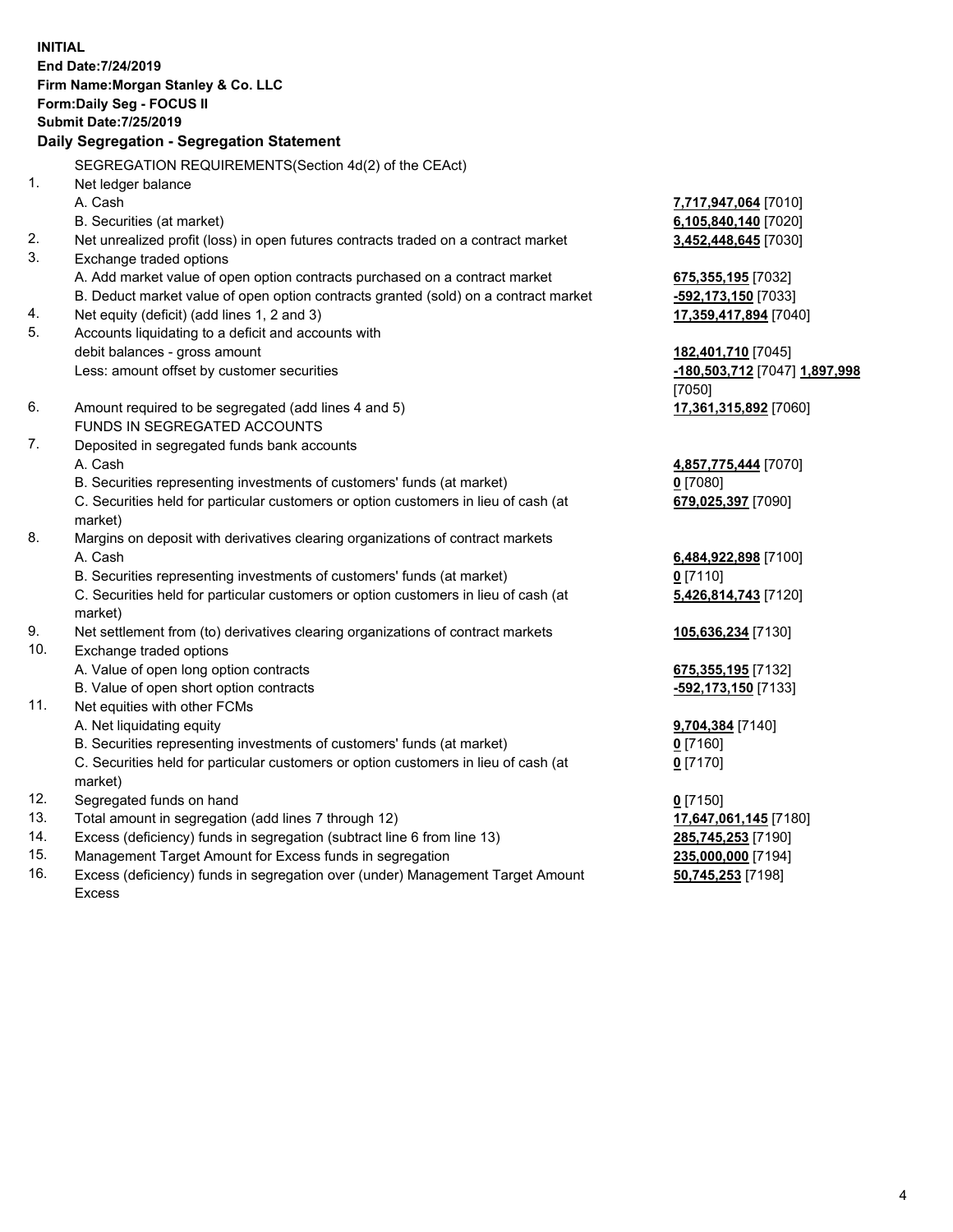**INITIAL**
**End Date:7/24/2019**
**Firm Name:Morgan Stanley & Co. LLC**
**Form:Daily Seg - FOCUS II**
**Submit Date:7/25/2019**

### Daily Segregation - Segregation Statement

SEGREGATION REQUIREMENTS(Section 4d(2) of the CEAct)

| | | | |
|---|---|---|---|
| 1. | Net ledger balance | | |
| | A. Cash | **7,717,947,064** [7010] | |
| | B. Securities (at market) | **6,105,840,140** [7020] | |
| 2. | Net unrealized profit (loss) in open futures contracts traded on a contract market | **3,452,448,645** [7030] | |
| 3. | Exchange traded options | | |
| | A. Add market value of open option contracts purchased on a contract market | **675,355,195** [7032] | |
| | B. Deduct market value of open option contracts granted (sold) on a contract market | **-592,173,150** [7033] | |
| 4. | Net equity (deficit) (add lines 1, 2 and 3) | **17,359,417,894** [7040] | |
| 5. | Accounts liquidating to a deficit and accounts with debit balances - gross amount | **182,401,710** [7045] | |
| | Less: amount offset by customer securities | **-180,503,712** [7047] | **1,897,998** [7050] |
| 6. | Amount required to be segregated (add lines 4 and 5) | **17,361,315,892** [7060] | |
| | FUNDS IN SEGREGATED ACCOUNTS | | |
| 7. | Deposited in segregated funds bank accounts | | |
| | A. Cash | **4,857,775,444** [7070] | |
| | B. Securities representing investments of customers' funds (at market) | **0** [7080] | |
| | C. Securities held for particular customers or option customers in lieu of cash (at market) | **679,025,397** [7090] | |
| 8. | Margins on deposit with derivatives clearing organizations of contract markets | | |
| | A. Cash | **6,484,922,898** [7100] | |
| | B. Securities representing investments of customers' funds (at market) | **0** [7110] | |
| | C. Securities held for particular customers or option customers in lieu of cash (at market) | **5,426,814,743** [7120] | |
| 9. | Net settlement from (to) derivatives clearing organizations of contract markets | **105,636,234** [7130] | |
| 10. | Exchange traded options | | |
| | A. Value of open long option contracts | **675,355,195** [7132] | |
| | B. Value of open short option contracts | **-592,173,150** [7133] | |
| 11. | Net equities with other FCMs | | |
| | A. Net liquidating equity | **9,704,384** [7140] | |
| | B. Securities representing investments of customers' funds (at market) | **0** [7160] | |
| | C. Securities held for particular customers or option customers in lieu of cash (at market) | **0** [7170] | |
| 12. | Segregated funds on hand | **0** [7150] | |
| 13. | Total amount in segregation (add lines 7 through 12) | **17,647,061,145** [7180] | |
| 14. | Excess (deficiency) funds in segregation (subtract line 6 from line 13) | **285,745,253** [7190] | |
| 15. | Management Target Amount for Excess funds in segregation | **235,000,000** [7194] | |
| 16. | Excess (deficiency) funds in segregation over (under) Management Target Amount Excess | **50,745,253** [7198] | |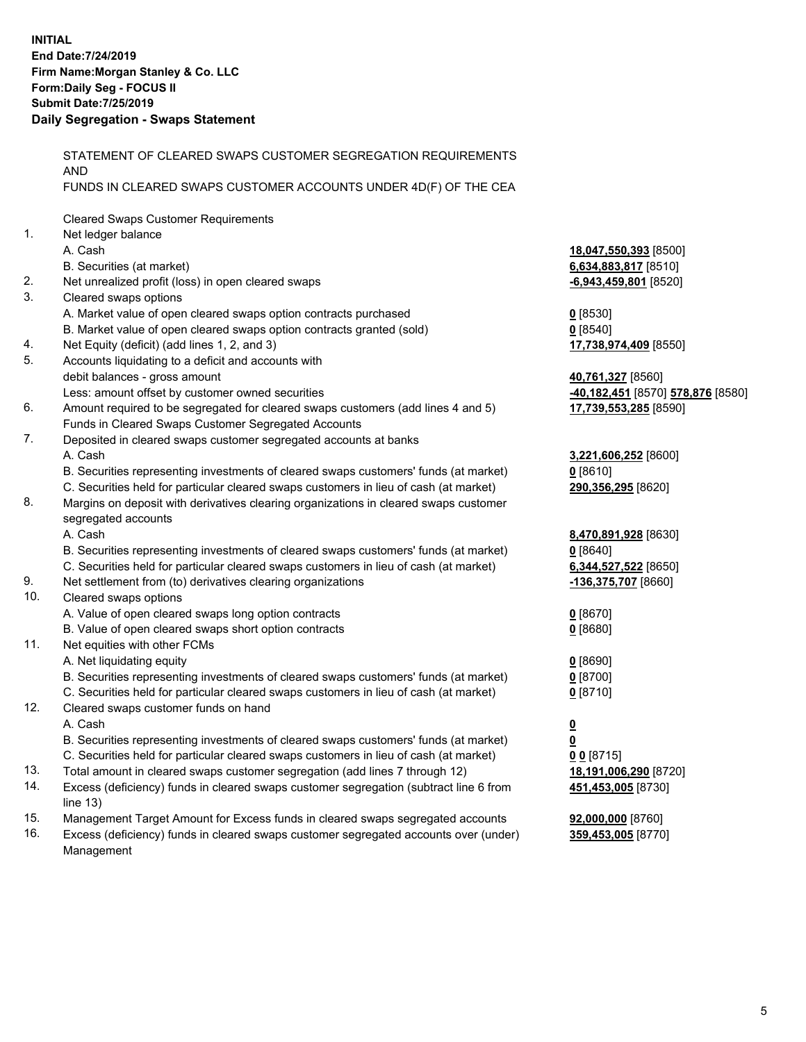**INITIAL**
**End Date:7/24/2019**
**Firm Name:Morgan Stanley & Co. LLC**
**Form:Daily Seg - FOCUS II**
**Submit Date:7/25/2019**
**Daily Segregation - Swaps Statement**

STATEMENT OF CLEARED SWAPS CUSTOMER SEGREGATION REQUIREMENTS AND FUNDS IN CLEARED SWAPS CUSTOMER ACCOUNTS UNDER 4D(F) OF THE CEA

| | | |
|---|---|---|
| | Cleared Swaps Customer Requirements | |
| 1. | Net ledger balance | |
| | A. Cash | **18,047,550,393** [8500] |
| | B. Securities (at market) | **6,634,883,817** [8510] |
| 2. | Net unrealized profit (loss) in open cleared swaps | **-6,943,459,801** [8520] |
| 3. | Cleared swaps options | |
| | A. Market value of open cleared swaps option contracts purchased | **0** [8530] |
| | B. Market value of open cleared swaps option contracts granted (sold) | **0** [8540] |
| 4. | Net Equity (deficit) (add lines 1, 2, and 3) | **17,738,974,409** [8550] |
| 5. | Accounts liquidating to a deficit and accounts with debit balances - gross amount | **40,761,327** [8560] |
| | Less: amount offset by customer owned securities | **-40,182,451** [8570] **578,876** [8580] |
| 6. | Amount required to be segregated for cleared swaps customers (add lines 4 and 5) | **17,739,553,285** [8590] |
| | Funds in Cleared Swaps Customer Segregated Accounts | |
| 7. | Deposited in cleared swaps customer segregated accounts at banks | |
| | A. Cash | **3,221,606,252** [8600] |
| | B. Securities representing investments of cleared swaps customers' funds (at market) | **0** [8610] |
| | C. Securities held for particular cleared swaps customers in lieu of cash (at market) | **290,356,295** [8620] |
| 8. | Margins on deposit with derivatives clearing organizations in cleared swaps customer segregated accounts | |
| | A. Cash | **8,470,891,928** [8630] |
| | B. Securities representing investments of cleared swaps customers' funds (at market) | **0** [8640] |
| | C. Securities held for particular cleared swaps customers in lieu of cash (at market) | **6,344,527,522** [8650] |
| 9. | Net settlement from (to) derivatives clearing organizations | **-136,375,707** [8660] |
| 10. | Cleared swaps options | |
| | A. Value of open cleared swaps long option contracts | **0** [8670] |
| | B. Value of open cleared swaps short option contracts | **0** [8680] |
| 11. | Net equities with other FCMs | |
| | A. Net liquidating equity | **0** [8690] |
| | B. Securities representing investments of cleared swaps customers' funds (at market) | **0** [8700] |
| | C. Securities held for particular cleared swaps customers in lieu of cash (at market) | **0** [8710] |
| 12. | Cleared swaps customer funds on hand | |
| | A. Cash | **0** |
| | B. Securities representing investments of cleared swaps customers' funds (at market) | **0** |
| | C. Securities held for particular cleared swaps customers in lieu of cash (at market) | **0** **0** [8715] |
| 13. | Total amount in cleared swaps customer segregation (add lines 7 through 12) | **18,191,006,290** [8720] |
| 14. | Excess (deficiency) funds in cleared swaps customer segregation (subtract line 6 from line 13) | **451,453,005** [8730] |
| 15. | Management Target Amount for Excess funds in cleared swaps segregated accounts | **92,000,000** [8760] |
| 16. | Excess (deficiency) funds in cleared swaps customer segregated accounts over (under) Management | **359,453,005** [8770] |